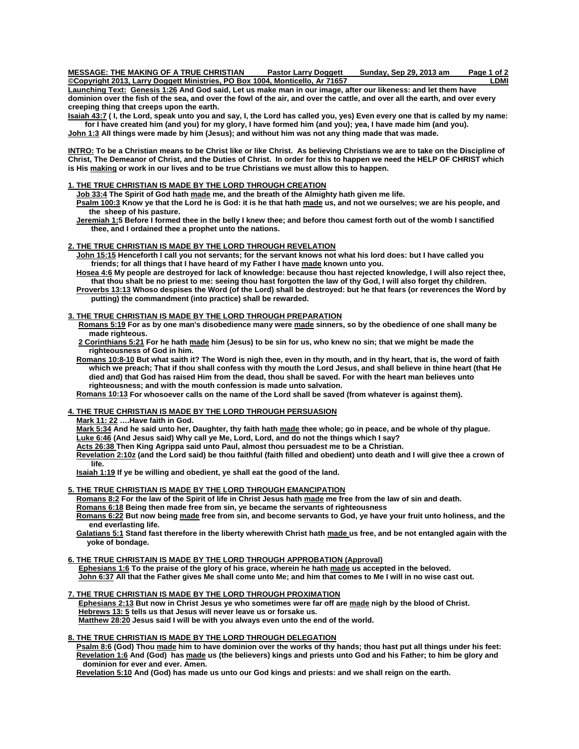**MESSAGE: THE MAKING OF A TRUE CHRISTIAN** **Pastor Larry Doggett** **Sunday, Sep 29, 2013 am**

**©Copyright 2013, Larry Doggett Ministries, PO Box 1004, Monticello, Ar 71657** **LDMI**

**Launching Text:** **Genesis 1:26** **And God said, Let us make man in our image, after our likeness: and let them have dominion over the fish of the sea, and over the fowl of the air, and over the cattle, and over all the earth, and over every creeping thing that creeps upon the earth.**

**Isaiah 43:7** **( I, the Lord, speak unto you and say, I, the Lord has called you, yes) Even every one that is called by my name: for I have created him (and you) for my glory, I have formed him (and you); yea, I have made him (and you).**

**John 1:3** **All things were made by him (Jesus); and without him was not any thing made that was made.**

**INTRO:** **To be a Christian means to be Christ like or like Christ. As believing Christians we are to take on the Discipline of Christ, The Demeanor of Christ, and the Duties of Christ. In order for this to happen we need the HELP OF CHRIST which is His making or work in our lives and to be true Christians we must allow this to happen.**

## 1. THE TRUE CHRISTIAN IS MADE BY THE LORD THROUGH CREATION

**Job 33:4** **The Spirit of God hath made me, and the breath of the Almighty hath given me life.**

**Psalm 100:3** **Know ye that the Lord he is God: it is he that hath made us, and not we ourselves; we are his people, and the sheep of his pasture.**

**Jeremiah 1:5** **Before I formed thee in the belly I knew thee; and before thou camest forth out of the womb I sanctified thee, and I ordained thee a prophet unto the nations.**

## 2. THE TRUE CHRISTIAN IS MADE BY THE LORD THROUGH REVELATION

**John 15:15** **Henceforth I call you not servants; for the servant knows not what his lord does: but I have called you friends; for all things that I have heard of my Father I have made known unto you.**

**Hosea 4:6** **My people are destroyed for lack of knowledge: because thou hast rejected knowledge, I will also reject thee, that thou shalt be no priest to me: seeing thou hast forgotten the law of thy God, I will also forget thy children.**

**Proverbs 13:13** **Whoso despises the Word (of the Lord) shall be destroyed: but he that fears (or reverences the Word by putting) the commandment (into practice) shall be rewarded.**

## 3. THE TRUE CHRISTIAN IS MADE BY THE LORD THROUGH PREPARATION

**Romans 5:19** **For as by one man's disobedience many were made sinners, so by the obedience of one shall many be made righteous.**

**2 Corinthians 5:21** **For he hath made him (Jesus) to be sin for us, who knew no sin; that we might be made the righteousness of God in him.**

**Romans 10:8-10** **But what saith it? The Word is nigh thee, even in thy mouth, and in thy heart, that is, the word of faith which we preach; That if thou shall confess with thy mouth the Lord Jesus, and shall believe in thine heart (that He died and) that God has raised Him from the dead, thou shall be saved. For with the heart man believes unto righteousness; and with the mouth confession is made unto salvation.**

**Romans 10:13** **For whosoever calls on the name of the Lord shall be saved (from whatever is against them).**

## 4. THE TRUE CHRISTIAN IS MADE BY THE LORD THROUGH PERSUASION

**Mark 11: 22** **….Have faith in God.**

**Mark 5:34** **And he said unto her, Daughter, thy faith hath made thee whole; go in peace, and be whole of thy plague.**

**Luke 6:46** **(And Jesus said) Why call ye Me, Lord, Lord, and do not the things which I say?**

**Acts 26:38** **Then King Agrippa said unto Paul, almost thou persuadest me to be a Christian.**

**Revelation 2:10z** **(and the Lord said) be thou faithful (faith filled and obedient) unto death and I will give thee a crown of life.**

**Isaiah 1:19** **If ye be willing and obedient, ye shall eat the good of the land.**

## 5. THE TRUE CHRISTIAN IS MADE BY THE LORD THROUGH EMANCIPATION

**Romans 8:2** **For the law of the Spirit of life in Christ Jesus hath made me free from the law of sin and death.**

**Romans 6:18** **Being then made free from sin, ye became the servants of righteousness**

**Romans 6:22** **But now being made free from sin, and become servants to God, ye have your fruit unto holiness, and the end everlasting life.**

**Galatians 5:1** **Stand fast therefore in the liberty wherewith Christ hath made us free, and be not entangled again with the yoke of bondage.**

## 6. THE TRUE CHRISTAIN IS MADE BY THE LORD THROUGH APPROBATION (Approval)

**Ephesians 1:6** **To the praise of the glory of his grace, wherein he hath made us accepted in the beloved.**

**John 6:37** **All that the Father gives Me shall come unto Me; and him that comes to Me I will in no wise cast out.**

## 7. THE TRUE CHRISTIAN IS MADE BY THE LORD THROUGH PROXIMATION

**Ephesians 2:13** **But now in Christ Jesus ye who sometimes were far off are made nigh by the blood of Christ.**

**Hebrews 13: 5** **tells us that Jesus will never leave us or forsake us.**

**Matthew 28:20** **Jesus said I will be with you always even unto the end of the world.**

## 8. THE TRUE CHRISTIAN IS MADE BY THE LORD THROUGH DELEGATION

**Psalm 8:6** **(God) Thou made him to have dominion over the works of thy hands; thou hast put all things under his feet:**

**Revelation 1:6** **And (God) has made us (the believers) kings and priests unto God and his Father; to him be glory and dominion for ever and ever. Amen.**

**Revelation 5:10** **And (God) has made us unto our God kings and priests: and we shall reign on the earth.**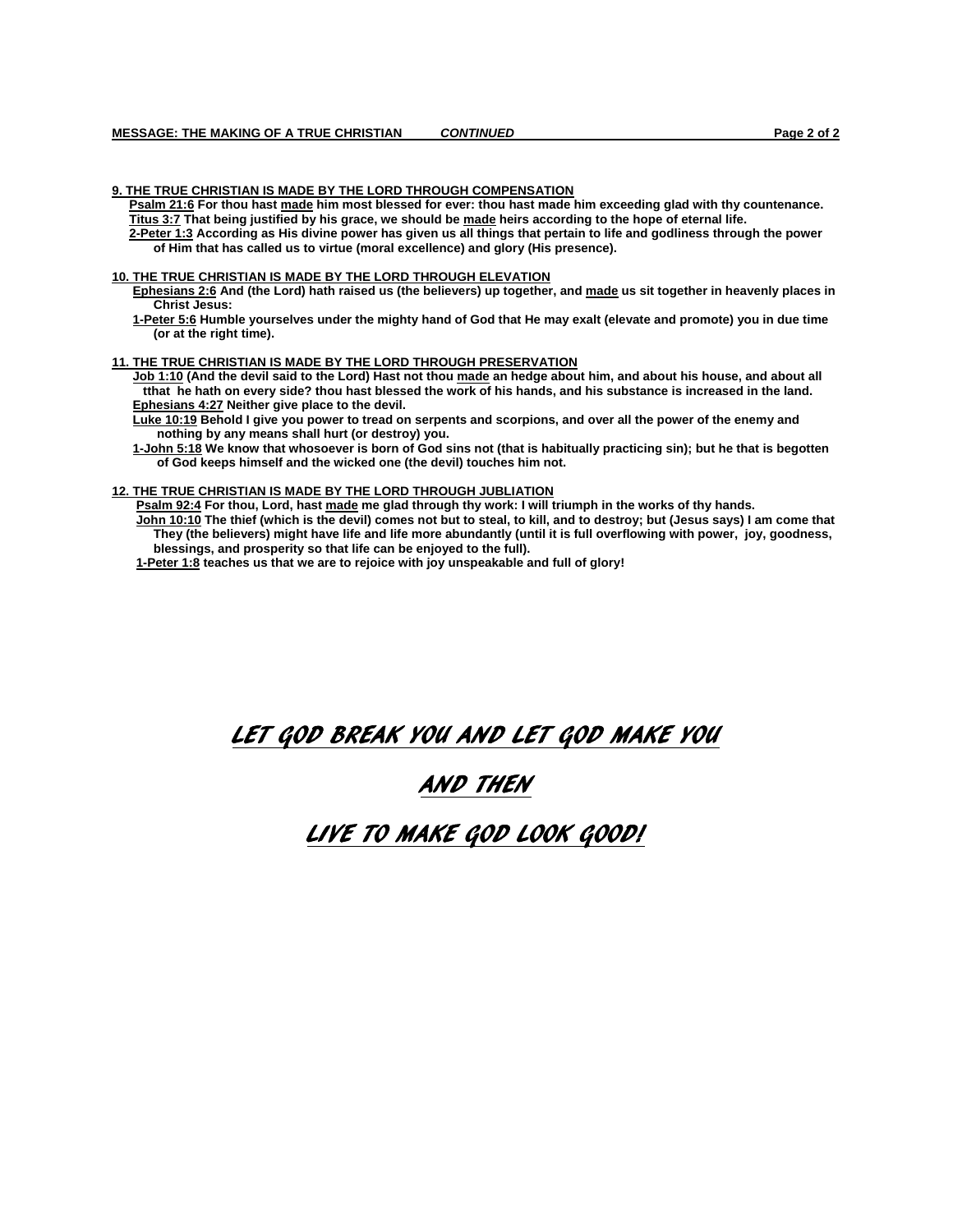**9. THE TRUE CHRISTIAN IS MADE BY THE LORD THROUGH COMPENSATION**

**Psalm 21:6 For thou hast made him most blessed for ever: thou hast made him exceeding glad with thy countenance.**
**Titus 3:7 That being justified by his grace, we should be made heirs according to the hope of eternal life.**
**2-Peter 1:3 According as His divine power has given us all things that pertain to life and godliness through the power of Him that has called us to virtue (moral excellence) and glory (His presence).**

**10. THE TRUE CHRISTIAN IS MADE BY THE LORD THROUGH ELEVATION**

**Ephesians 2:6 And (the Lord) hath raised us (the believers) up together, and made us sit together in heavenly places in Christ Jesus:**
**1-Peter 5:6 Humble yourselves under the mighty hand of God that He may exalt (elevate and promote) you in due time (or at the right time).**

**11. THE TRUE CHRISTIAN IS MADE BY THE LORD THROUGH PRESERVATION**

**Job 1:10 (And the devil said to the Lord) Hast not thou made an hedge about him, and about his house, and about all tthat he hath on every side? thou hast blessed the work of his hands, and his substance is increased in the land.**
**Ephesians 4:27 Neither give place to the devil.**
**Luke 10:19 Behold I give you power to tread on serpents and scorpions, and over all the power of the enemy and nothing by any means shall hurt (or destroy) you.**
**1-John 5:18 We know that whosoever is born of God sins not (that is habitually practicing sin); but he that is begotten of God keeps himself and the wicked one (the devil) touches him not.**

**12. THE TRUE CHRISTIAN IS MADE BY THE LORD THROUGH JUBLIATION**

**Psalm 92:4 For thou, Lord, hast made me glad through thy work: I will triumph in the works of thy hands.**
**John 10:10 The thief (which is the devil) comes not but to steal, to kill, and to destroy; but (Jesus says) I am come that They (the believers) might have life and life more abundantly (until it is full overflowing with power, joy, goodness, blessings, and prosperity so that life can be enjoyed to the full).**
**1-Peter 1:8 teaches us that we are to rejoice with joy unspeakable and full of glory!**

***LET GOD BREAK YOU AND LET GOD MAKE YOU***

***AND THEN***

***LIVE TO MAKE GOD LOOK GOOD!***